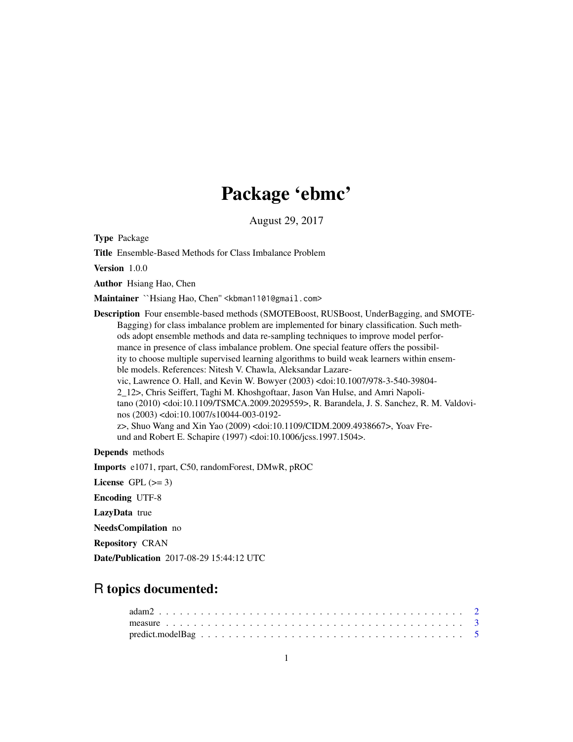# Package 'ebmc'

August 29, 2017

**Type** Package

**Title** Ensemble-Based Methods for Class Imbalance Problem

**Version** 1.0.0

**Author** Hsiang Hao, Chen

**Maintainer** ``Hsiang Hao, Chen'' <kbman1101@gmail.com>

**Description** Four ensemble-based methods (SMOTEBoost, RUSBoost, UnderBagging, and SMOTEBagging) for class imbalance problem are implemented for binary classification. Such methods adopt ensemble methods and data re-sampling techniques to improve model performance in presence of class imbalance problem. One special feature offers the possibility to choose multiple supervised learning algorithms to build weak learners within ensemble models. References: Nitesh V. Chawla, Aleksandar Lazarevic, Lawrence O. Hall, and Kevin W. Bowyer (2003) <doi:10.1007/978-3-540-39804-2_12>, Chris Seiffert, Taghi M. Khoshgoftaar, Jason Van Hulse, and Amri Napolitano (2010) <doi:10.1109/TSMCA.2009.2029559>, R. Barandela, J. S. Sanchez, R. M. Valdovinos (2003) <doi:10.1007/s10044-003-0192-z>, Shuo Wang and Xin Yao (2009) <doi:10.1109/CIDM.2009.4938667>, Yoav Freund and Robert E. Schapire (1997) <doi:10.1006/jcss.1997.1504>.

**Depends** methods

**Imports** e1071, rpart, C50, randomForest, DMwR, pROC

**License** GPL (>= 3)

**Encoding** UTF-8

**LazyData** true

**NeedsCompilation** no

**Repository** CRAN

**Date/Publication** 2017-08-29 15:44:12 UTC

## R topics documented:

adam2 . . . . . . . . . . . . . . . . . . . . . . . . . . . . . . . . . . . . . . . . . . . . 2
measure . . . . . . . . . . . . . . . . . . . . . . . . . . . . . . . . . . . . . . . . . . . 3
predict.modelBag . . . . . . . . . . . . . . . . . . . . . . . . . . . . . . . . . . . . . . 5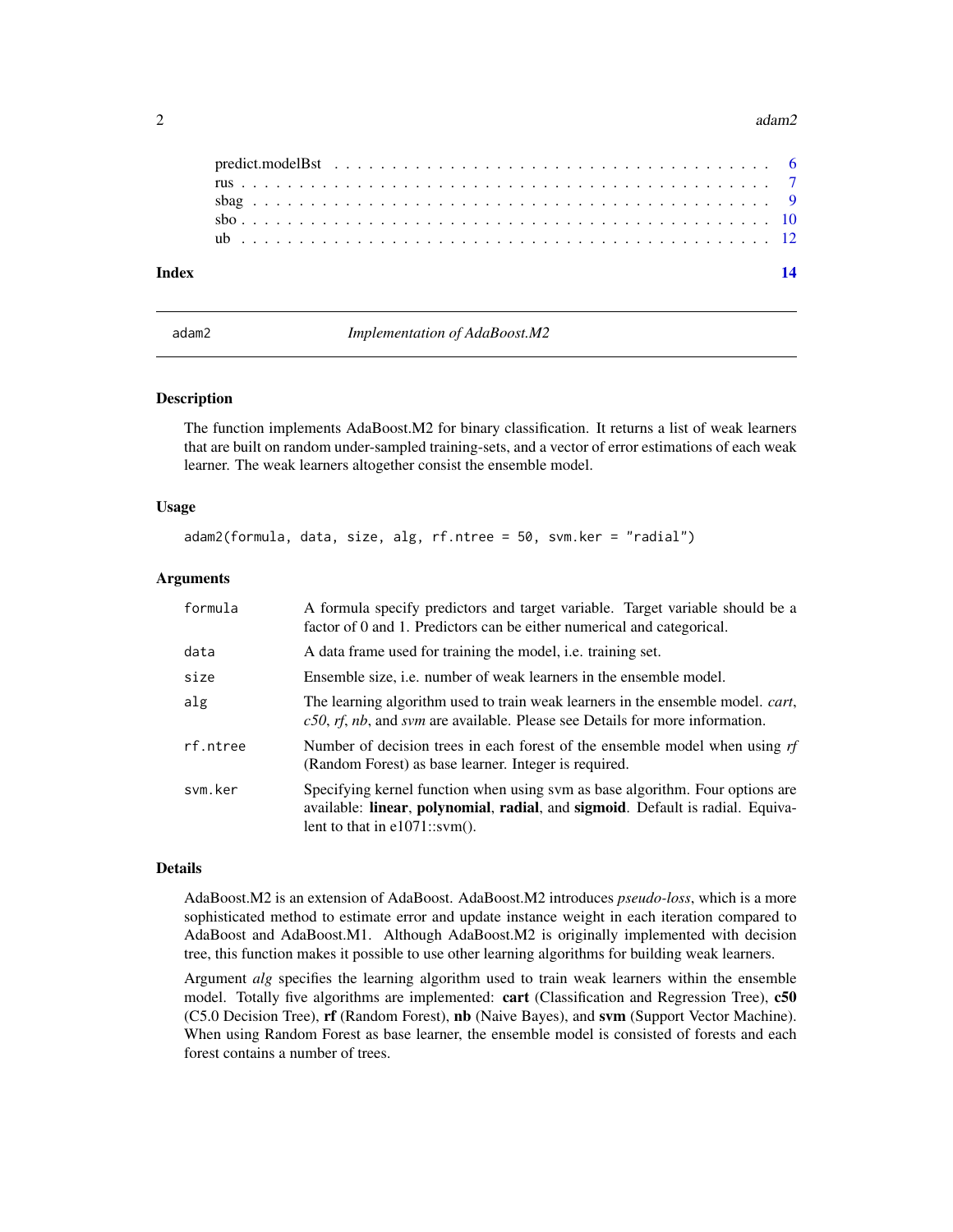| | |
|---|---|
| predict.modelBst | 6 |
| rus | 7 |
| sbag | 9 |
| sbo | 10 |
| ub | 12 |
| **Index** | **14** |

## adam2 — *Implementation of AdaBoost.M2*

### Description

The function implements AdaBoost.M2 for binary classification. It returns a list of weak learners that are built on random under-sampled training-sets, and a vector of error estimations of each weak learner. The weak learners altogether consist the ensemble model.

### Usage

```
adam2(formula, data, size, alg, rf.ntree = 50, svm.ker = "radial")
```

### Arguments

| Argument | Description |
|---|---|
| `formula` | A formula specify predictors and target variable. Target variable should be a factor of 0 and 1. Predictors can be either numerical and categorical. |
| `data` | A data frame used for training the model, i.e. training set. |
| `size` | Ensemble size, i.e. number of weak learners in the ensemble model. |
| `alg` | The learning algorithm used to train weak learners in the ensemble model. *cart*, *c50*, *rf*, *nb*, and *svm* are available. Please see Details for more information. |
| `rf.ntree` | Number of decision trees in each forest of the ensemble model when using *rf* (Random Forest) as base learner. Integer is required. |
| `svm.ker` | Specifying kernel function when using svm as base algorithm. Four options are available: **linear**, **polynomial**, **radial**, and **sigmoid**. Default is radial. Equivalent to that in e1071::svm(). |

### Details

AdaBoost.M2 is an extension of AdaBoost. AdaBoost.M2 introduces *pseudo-loss*, which is a more sophisticated method to estimate error and update instance weight in each iteration compared to AdaBoost and AdaBoost.M1. Although AdaBoost.M2 is originally implemented with decision tree, this function makes it possible to use other learning algorithms for building weak learners.

Argument *alg* specifies the learning algorithm used to train weak learners within the ensemble model. Totally five algorithms are implemented: **cart** (Classification and Regression Tree), **c50** (C5.0 Decision Tree), **rf** (Random Forest), **nb** (Naive Bayes), and **svm** (Support Vector Machine). When using Random Forest as base learner, the ensemble model is consisted of forests and each forest contains a number of trees.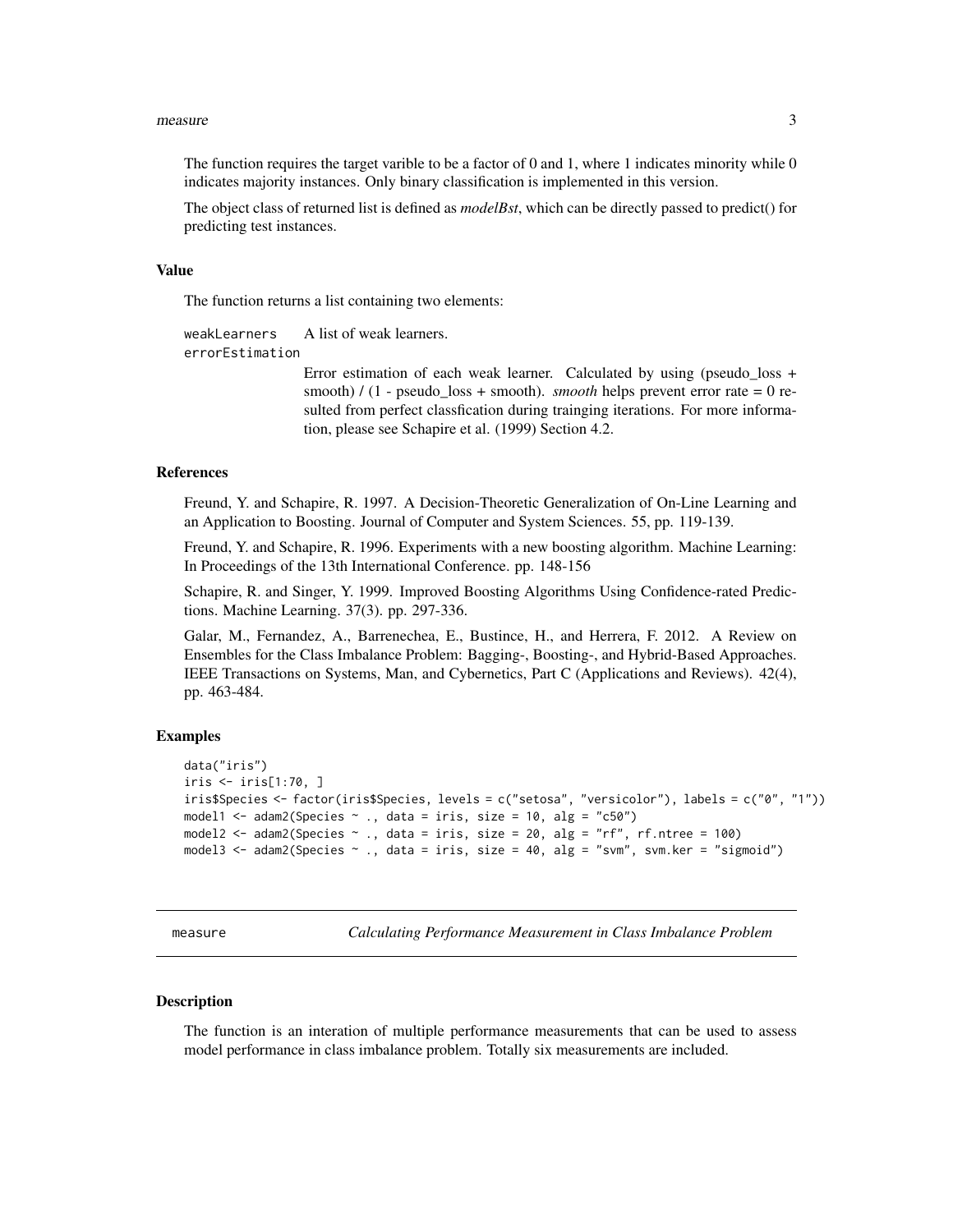The function requires the target varible to be a factor of 0 and 1, where 1 indicates minority while 0 indicates majority instances. Only binary classification is implemented in this version.

The object class of returned list is defined as *modelBst*, which can be directly passed to predict() for predicting test instances.

### Value

The function returns a list containing two elements:

`weakLearners` A list of weak learners.

`errorEstimation` Error estimation of each weak learner. Calculated by using (pseudo_loss + smooth) / (1 - pseudo_loss + smooth). *smooth* helps prevent error rate = 0 resulted from perfect classfication during trainging iterations. For more information, please see Schapire et al. (1999) Section 4.2.

### References

Freund, Y. and Schapire, R. 1997. A Decision-Theoretic Generalization of On-Line Learning and an Application to Boosting. Journal of Computer and System Sciences. 55, pp. 119-139.

Freund, Y. and Schapire, R. 1996. Experiments with a new boosting algorithm. Machine Learning: In Proceedings of the 13th International Conference. pp. 148-156

Schapire, R. and Singer, Y. 1999. Improved Boosting Algorithms Using Confidence-rated Predictions. Machine Learning. 37(3). pp. 297-336.

Galar, M., Fernandez, A., Barrenechea, E., Bustince, H., and Herrera, F. 2012. A Review on Ensembles for the Class Imbalance Problem: Bagging-, Boosting-, and Hybrid-Based Approaches. IEEE Transactions on Systems, Man, and Cybernetics, Part C (Applications and Reviews). 42(4), pp. 463-484.

### Examples

```
data("iris")
iris <- iris[1:70, ]
iris$Species <- factor(iris$Species, levels = c("setosa", "versicolor"), labels = c("0", "1"))
model1 <- adam2(Species ~ ., data = iris, size = 10, alg = "c50")
model2 <- adam2(Species ~ ., data = iris, size = 20, alg = "rf", rf.ntree = 100)
model3 <- adam2(Species ~ ., data = iris, size = 40, alg = "svm", svm.ker = "sigmoid")
```

---

## measure — *Calculating Performance Measurement in Class Imbalance Problem*

### Description

The function is an interation of multiple performance measurements that can be used to assess model performance in class imbalance problem. Totally six measurements are included.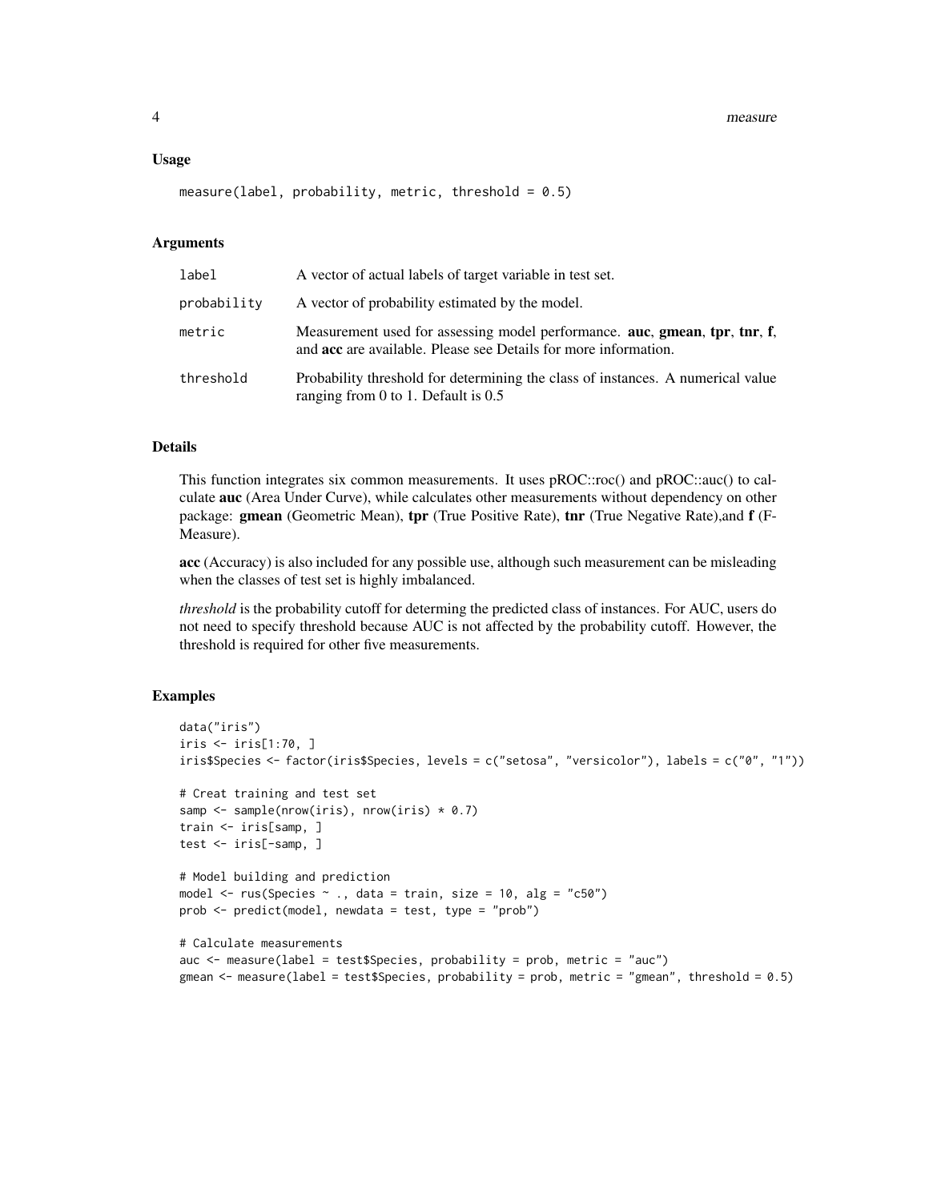### Usage

```
measure(label, probability, metric, threshold = 0.5)
```

### Arguments

| | |
|---|---|
| `label` | A vector of actual labels of target variable in test set. |
| `probability` | A vector of probability estimated by the model. |
| `metric` | Measurement used for assessing model performance. **auc**, **gmean**, **tpr**, **tnr**, **f**, and **acc** are available. Please see Details for more information. |
| `threshold` | Probability threshold for determining the class of instances. A numerical value ranging from 0 to 1. Default is 0.5 |

### Details

This function integrates six common measurements. It uses pROC::roc() and pROC::auc() to calculate **auc** (Area Under Curve), while calculates other measurements without dependency on other package: **gmean** (Geometric Mean), **tpr** (True Positive Rate), **tnr** (True Negative Rate),and **f** (F-Measure).

**acc** (Accuracy) is also included for any possible use, although such measurement can be misleading when the classes of test set is highly imbalanced.

*threshold* is the probability cutoff for determing the predicted class of instances. For AUC, users do not need to specify threshold because AUC is not affected by the probability cutoff. However, the threshold is required for other five measurements.

### Examples

```
data("iris")
iris <- iris[1:70, ]
iris$Species <- factor(iris$Species, levels = c("setosa", "versicolor"), labels = c("0", "1"))

# Creat training and test set
samp <- sample(nrow(iris), nrow(iris) * 0.7)
train <- iris[samp, ]
test <- iris[-samp, ]

# Model building and prediction
model <- rus(Species ~ ., data = train, size = 10, alg = "c50")
prob <- predict(model, newdata = test, type = "prob")

# Calculate measurements
auc <- measure(label = test$Species, probability = prob, metric = "auc")
gmean <- measure(label = test$Species, probability = prob, metric = "gmean", threshold = 0.5)
```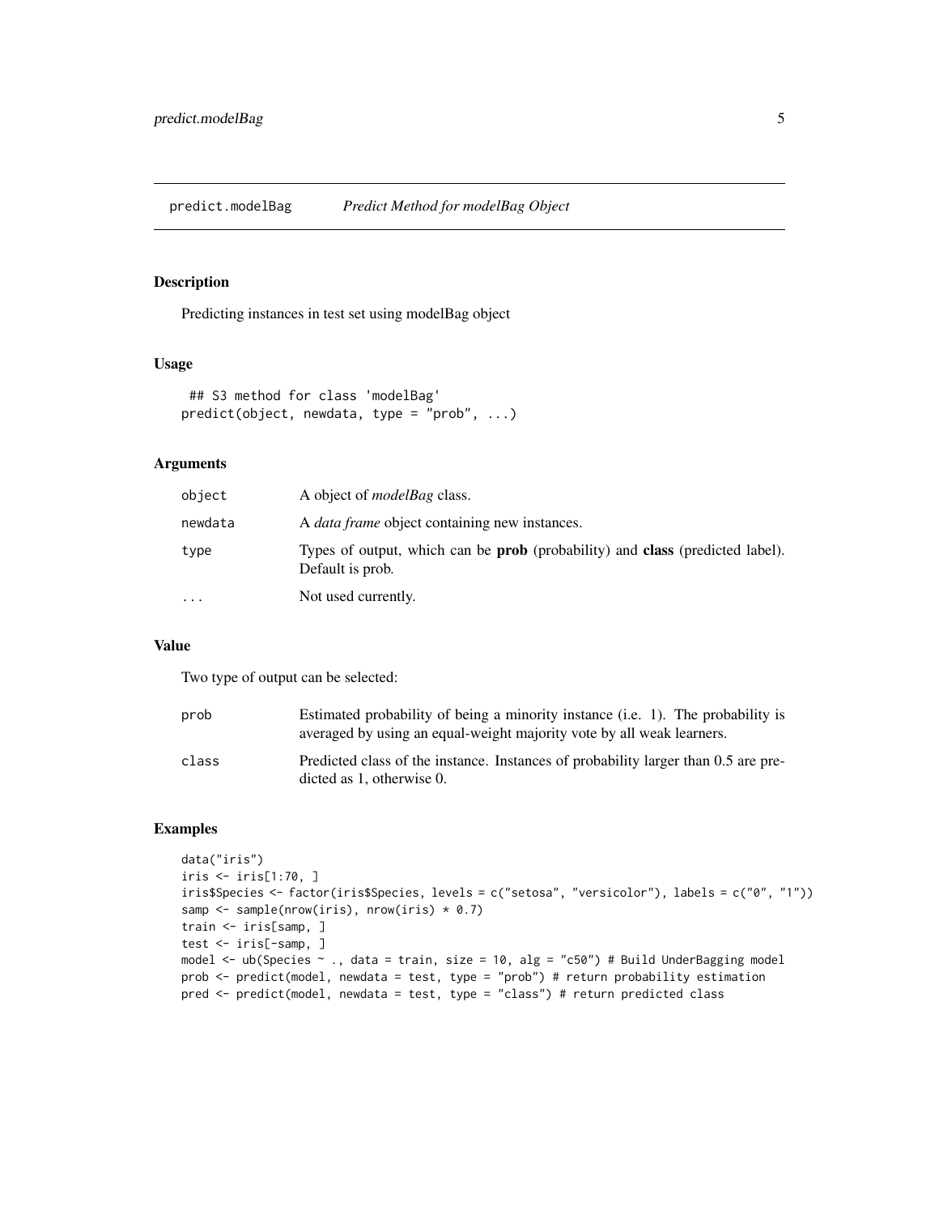## predict.modelBag *Predict Method for modelBag Object*

### Description

Predicting instances in test set using modelBag object

### Usage

```
## S3 method for class 'modelBag'
predict(object, newdata, type = "prob", ...)
```

### Arguments

| | |
|---|---|
| `object` | A object of *modelBag* class. |
| `newdata` | A *data frame* object containing new instances. |
| `type` | Types of output, which can be **prob** (probability) and **class** (predicted label). Default is prob. |
| `...` | Not used currently. |

### Value

Two type of output can be selected:

| | |
|---|---|
| `prob` | Estimated probability of being a minority instance (i.e. 1). The probability is averaged by using an equal-weight majority vote by all weak learners. |
| `class` | Predicted class of the instance. Instances of probability larger than 0.5 are predicted as 1, otherwise 0. |

### Examples

```
data("iris")
iris <- iris[1:70, ]
iris$Species <- factor(iris$Species, levels = c("setosa", "versicolor"), labels = c("0", "1"))
samp <- sample(nrow(iris), nrow(iris) * 0.7)
train <- iris[samp, ]
test <- iris[-samp, ]
model <- ub(Species ~ ., data = train, size = 10, alg = "c50") # Build UnderBagging model
prob <- predict(model, newdata = test, type = "prob") # return probability estimation
pred <- predict(model, newdata = test, type = "class") # return predicted class
```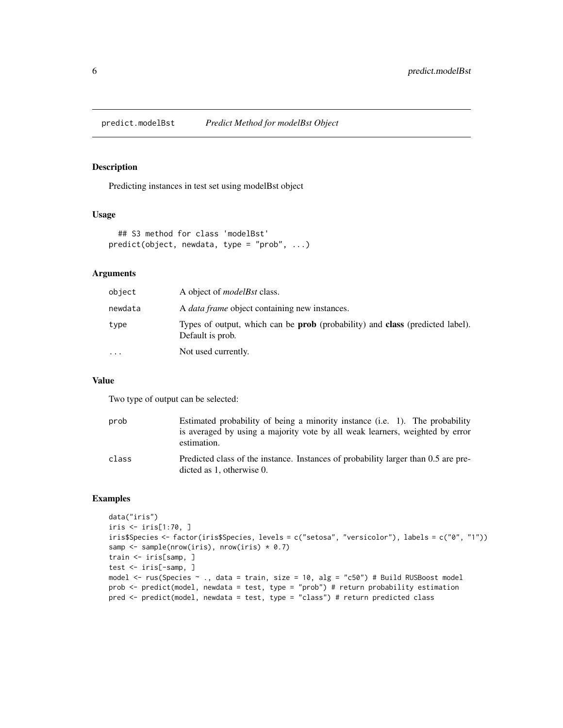# predict.modelBst — *Predict Method for modelBst Object*

## Description

Predicting instances in test set using modelBst object

## Usage

```
## S3 method for class 'modelBst'
predict(object, newdata, type = "prob", ...)
```

## Arguments

| | |
|---|---|
| object | A object of *modelBst* class. |
| newdata | A *data frame* object containing new instances. |
| type | Types of output, which can be **prob** (probability) and **class** (predicted label). Default is prob. |
| ... | Not used currently. |

## Value

Two type of output can be selected:

| | |
|---|---|
| prob | Estimated probability of being a minority instance (i.e. 1). The probability is averaged by using a majority vote by all weak learners, weighted by error estimation. |
| class | Predicted class of the instance. Instances of probability larger than 0.5 are predicted as 1, otherwise 0. |

## Examples

```
data("iris")
iris <- iris[1:70, ]
iris$Species <- factor(iris$Species, levels = c("setosa", "versicolor"), labels = c("0", "1"))
samp <- sample(nrow(iris), nrow(iris) * 0.7)
train <- iris[samp, ]
test <- iris[-samp, ]
model <- rus(Species ~ ., data = train, size = 10, alg = "c50") # Build RUSBoost model
prob <- predict(model, newdata = test, type = "prob") # return probability estimation
pred <- predict(model, newdata = test, type = "class") # return predicted class
```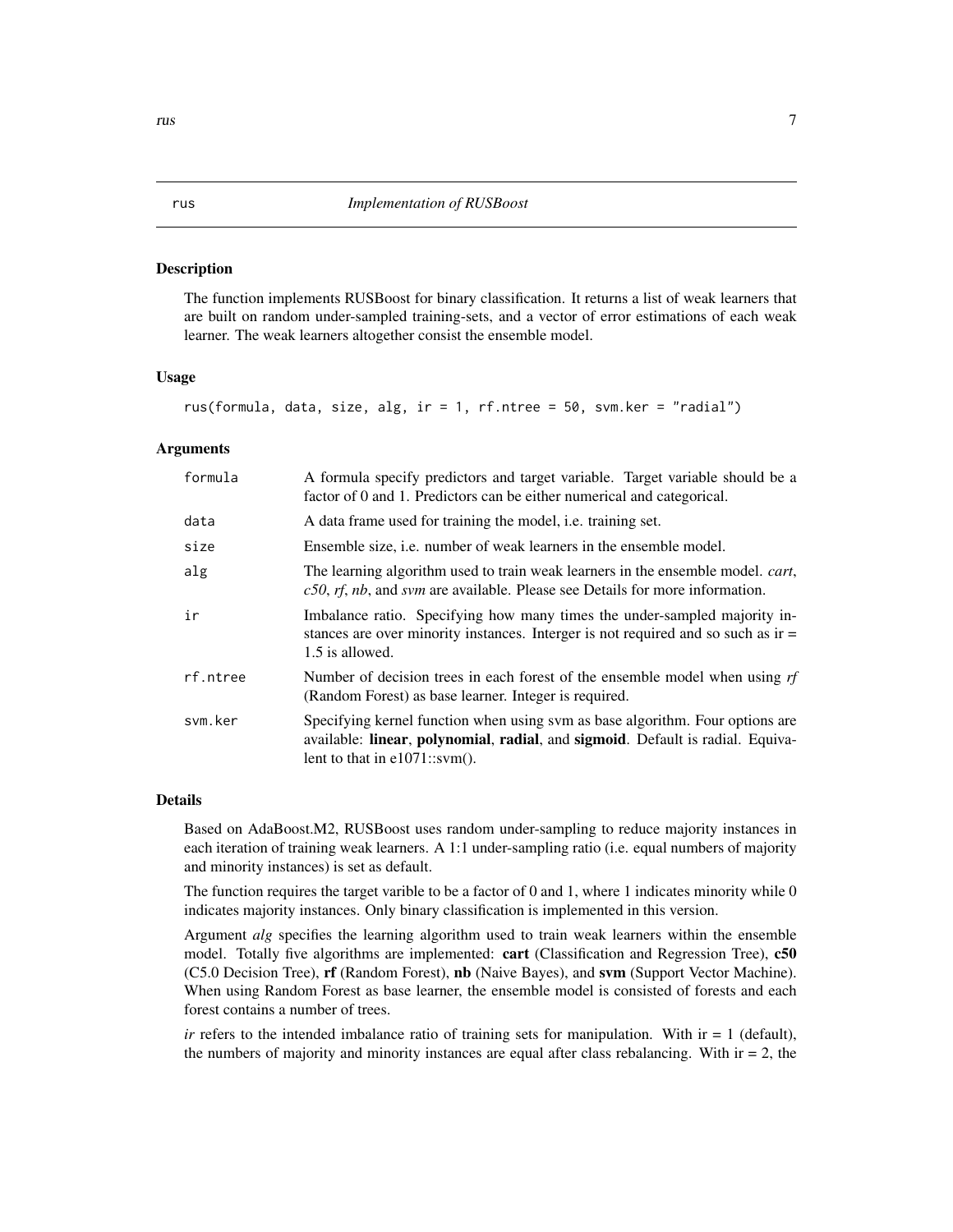# rus — *Implementation of RUSBoost*

## Description

The function implements RUSBoost for binary classification. It returns a list of weak learners that are built on random under-sampled training-sets, and a vector of error estimations of each weak learner. The weak learners altogether consist the ensemble model.

## Usage

```
rus(formula, data, size, alg, ir = 1, rf.ntree = 50, svm.ker = "radial")
```

## Arguments

| Argument | Description |
|---|---|
| `formula` | A formula specify predictors and target variable. Target variable should be a factor of 0 and 1. Predictors can be either numerical and categorical. |
| `data` | A data frame used for training the model, i.e. training set. |
| `size` | Ensemble size, i.e. number of weak learners in the ensemble model. |
| `alg` | The learning algorithm used to train weak learners in the ensemble model. *cart*, *c50*, *rf*, *nb*, and *svm* are available. Please see Details for more information. |
| `ir` | Imbalance ratio. Specifying how many times the under-sampled majority instances are over minority instances. Interger is not required and so such as ir = 1.5 is allowed. |
| `rf.ntree` | Number of decision trees in each forest of the ensemble model when using *rf* (Random Forest) as base learner. Integer is required. |
| `svm.ker` | Specifying kernel function when using svm as base algorithm. Four options are available: **linear**, **polynomial**, **radial**, and **sigmoid**. Default is radial. Equivalent to that in e1071::svm(). |

## Details

Based on AdaBoost.M2, RUSBoost uses random under-sampling to reduce majority instances in each iteration of training weak learners. A 1:1 under-sampling ratio (i.e. equal numbers of majority and minority instances) is set as default.

The function requires the target varible to be a factor of 0 and 1, where 1 indicates minority while 0 indicates majority instances. Only binary classification is implemented in this version.

Argument *alg* specifies the learning algorithm used to train weak learners within the ensemble model. Totally five algorithms are implemented: **cart** (Classification and Regression Tree), **c50** (C5.0 Decision Tree), **rf** (Random Forest), **nb** (Naive Bayes), and **svm** (Support Vector Machine). When using Random Forest as base learner, the ensemble model is consisted of forests and each forest contains a number of trees.

*ir* refers to the intended imbalance ratio of training sets for manipulation. With ir = 1 (default), the numbers of majority and minority instances are equal after class rebalancing. With ir = 2, the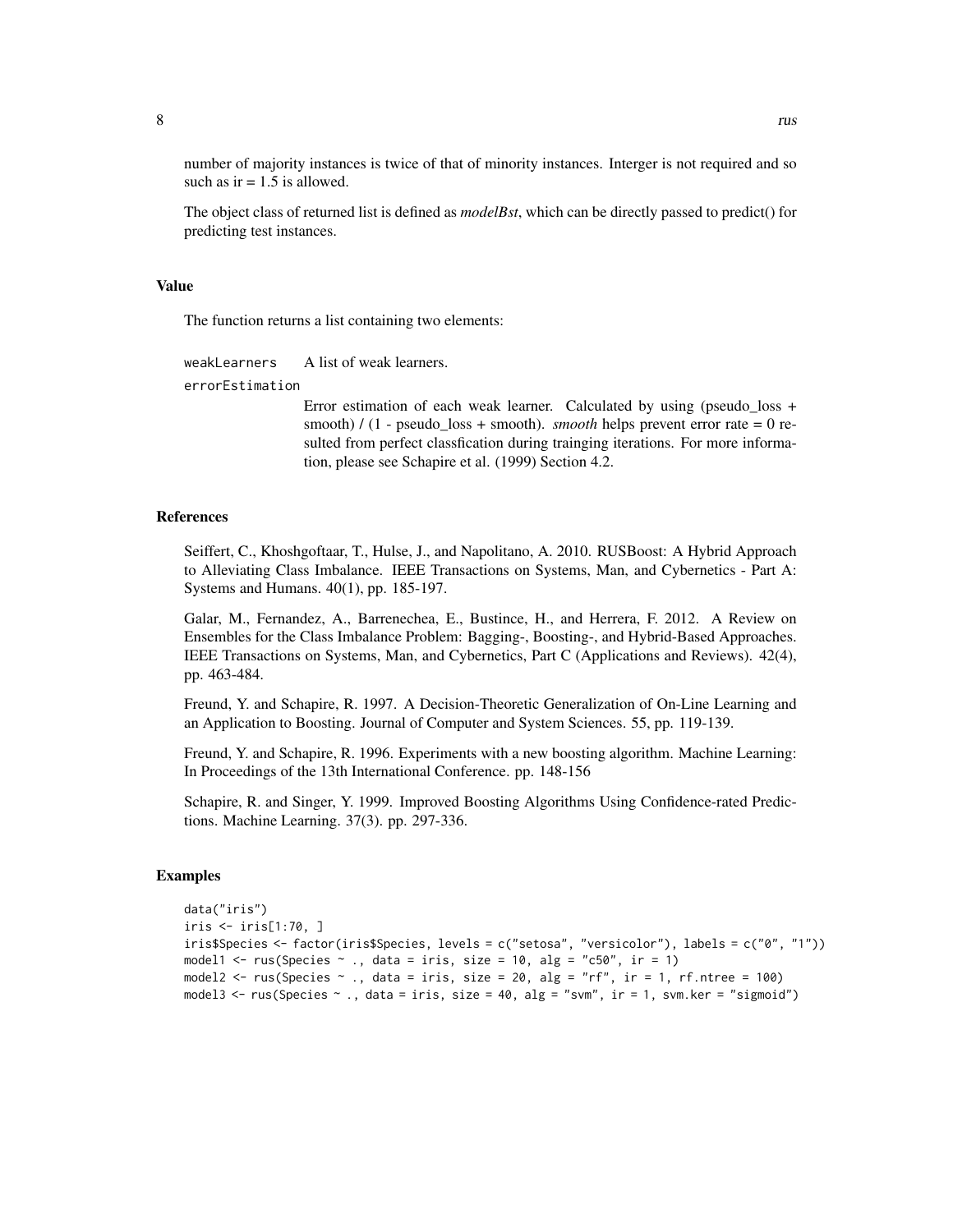number of majority instances is twice of that of minority instances. Interger is not required and so such as ir = 1.5 is allowed.

The object class of returned list is defined as *modelBst*, which can be directly passed to predict() for predicting test instances.

## Value

The function returns a list containing two elements:

`weakLearners` A list of weak learners.

`errorEstimation`
Error estimation of each weak learner. Calculated by using (pseudo_loss + smooth) / (1 - pseudo_loss + smooth). *smooth* helps prevent error rate = 0 resulted from perfect classfication during trainging iterations. For more information, please see Schapire et al. (1999) Section 4.2.

## References

Seiffert, C., Khoshgoftaar, T., Hulse, J., and Napolitano, A. 2010. RUSBoost: A Hybrid Approach to Alleviating Class Imbalance. IEEE Transactions on Systems, Man, and Cybernetics - Part A: Systems and Humans. 40(1), pp. 185-197.

Galar, M., Fernandez, A., Barrenechea, E., Bustince, H., and Herrera, F. 2012. A Review on Ensembles for the Class Imbalance Problem: Bagging-, Boosting-, and Hybrid-Based Approaches. IEEE Transactions on Systems, Man, and Cybernetics, Part C (Applications and Reviews). 42(4), pp. 463-484.

Freund, Y. and Schapire, R. 1997. A Decision-Theoretic Generalization of On-Line Learning and an Application to Boosting. Journal of Computer and System Sciences. 55, pp. 119-139.

Freund, Y. and Schapire, R. 1996. Experiments with a new boosting algorithm. Machine Learning: In Proceedings of the 13th International Conference. pp. 148-156

Schapire, R. and Singer, Y. 1999. Improved Boosting Algorithms Using Confidence-rated Predictions. Machine Learning. 37(3). pp. 297-336.

## Examples

```
data("iris")
iris <- iris[1:70, ]
iris$Species <- factor(iris$Species, levels = c("setosa", "versicolor"), labels = c("0", "1"))
model1 <- rus(Species ~ ., data = iris, size = 10, alg = "c50", ir = 1)
model2 <- rus(Species ~ ., data = iris, size = 20, alg = "rf", ir = 1, rf.ntree = 100)
model3 <- rus(Species ~ ., data = iris, size = 40, alg = "svm", ir = 1, svm.ker = "sigmoid")
```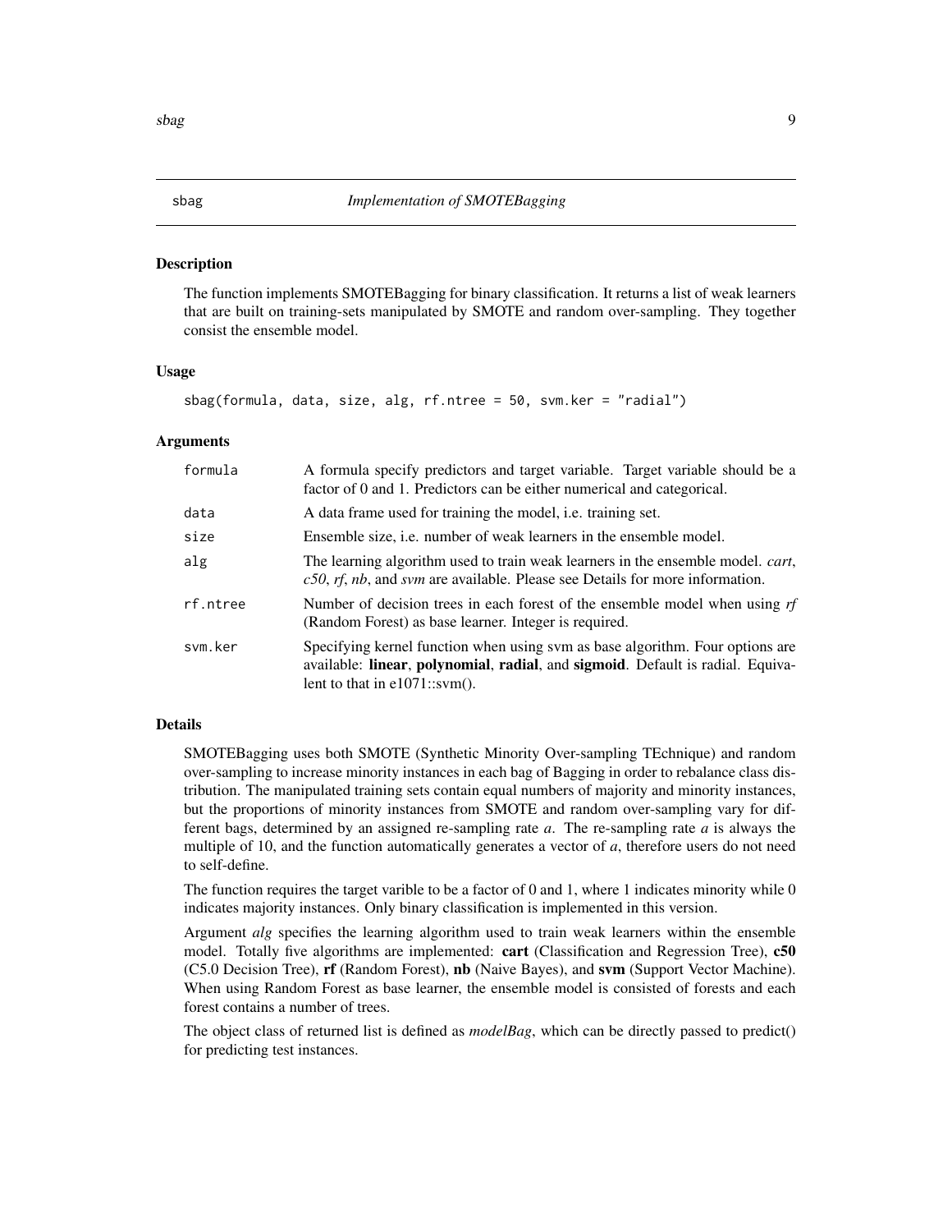## sbag — *Implementation of SMOTEBagging*

### Description

The function implements SMOTEBagging for binary classification. It returns a list of weak learners that are built on training-sets manipulated by SMOTE and random over-sampling. They together consist the ensemble model.

### Usage

```
sbag(formula, data, size, alg, rf.ntree = 50, svm.ker = "radial")
```

### Arguments

| Argument | Description |
|---|---|
| formula | A formula specify predictors and target variable. Target variable should be a factor of 0 and 1. Predictors can be either numerical and categorical. |
| data | A data frame used for training the model, i.e. training set. |
| size | Ensemble size, i.e. number of weak learners in the ensemble model. |
| alg | The learning algorithm used to train weak learners in the ensemble model. *cart*, *c50*, *rf*, *nb*, and *svm* are available. Please see Details for more information. |
| rf.ntree | Number of decision trees in each forest of the ensemble model when using *rf* (Random Forest) as base learner. Integer is required. |
| svm.ker | Specifying kernel function when using svm as base algorithm. Four options are available: **linear**, **polynomial**, **radial**, and **sigmoid**. Default is radial. Equivalent to that in e1071::svm(). |

### Details

SMOTEBagging uses both SMOTE (Synthetic Minority Over-sampling TEchnique) and random over-sampling to increase minority instances in each bag of Bagging in order to rebalance class distribution. The manipulated training sets contain equal numbers of majority and minority instances, but the proportions of minority instances from SMOTE and random over-sampling vary for different bags, determined by an assigned re-sampling rate *a*. The re-sampling rate *a* is always the multiple of 10, and the function automatically generates a vector of *a*, therefore users do not need to self-define.

The function requires the target varible to be a factor of 0 and 1, where 1 indicates minority while 0 indicates majority instances. Only binary classification is implemented in this version.

Argument *alg* specifies the learning algorithm used to train weak learners within the ensemble model. Totally five algorithms are implemented: **cart** (Classification and Regression Tree), **c50** (C5.0 Decision Tree), **rf** (Random Forest), **nb** (Naive Bayes), and **svm** (Support Vector Machine). When using Random Forest as base learner, the ensemble model is consisted of forests and each forest contains a number of trees.

The object class of returned list is defined as *modelBag*, which can be directly passed to predict() for predicting test instances.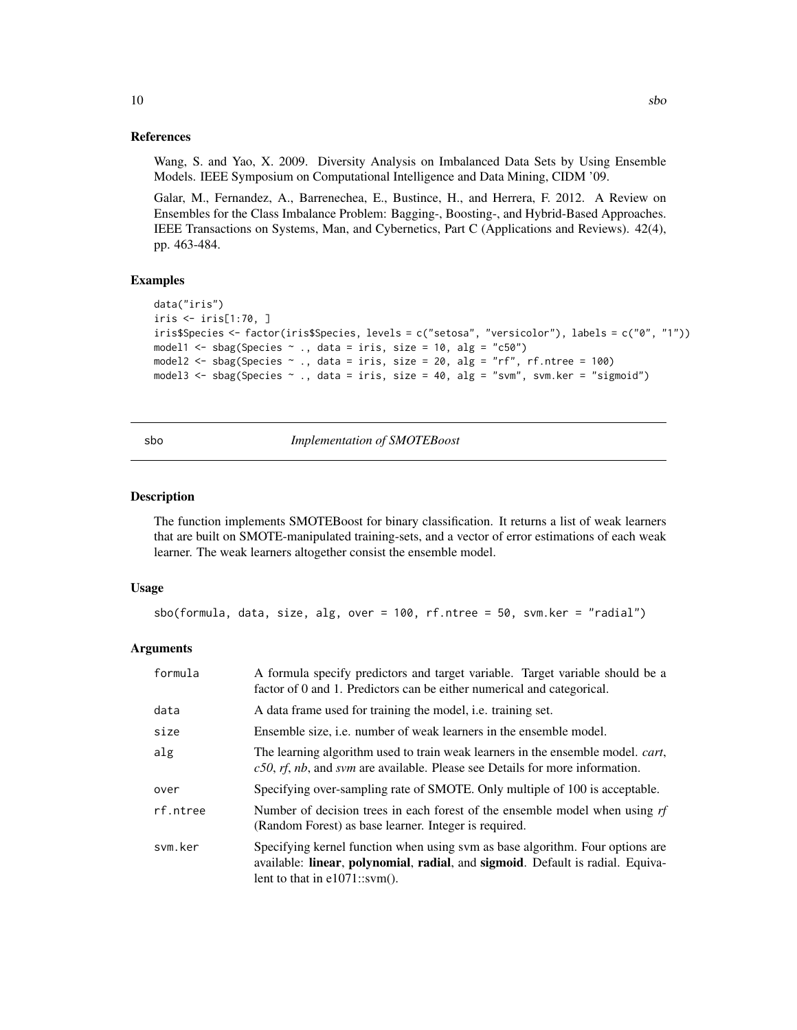### References

Wang, S. and Yao, X. 2009. Diversity Analysis on Imbalanced Data Sets by Using Ensemble Models. IEEE Symposium on Computational Intelligence and Data Mining, CIDM '09.

Galar, M., Fernandez, A., Barrenechea, E., Bustince, H., and Herrera, F. 2012. A Review on Ensembles for the Class Imbalance Problem: Bagging-, Boosting-, and Hybrid-Based Approaches. IEEE Transactions on Systems, Man, and Cybernetics, Part C (Applications and Reviews). 42(4), pp. 463-484.

### Examples

```
data("iris")
iris <- iris[1:70, ]
iris$Species <- factor(iris$Species, levels = c("setosa", "versicolor"), labels = c("0", "1"))
model1 <- sbag(Species ~ ., data = iris, size = 10, alg = "c50")
model2 <- sbag(Species ~ ., data = iris, size = 20, alg = "rf", rf.ntree = 100)
model3 <- sbag(Species ~ ., data = iris, size = 40, alg = "svm", svm.ker = "sigmoid")
```

---

## sbo — *Implementation of SMOTEBoost*

### Description

The function implements SMOTEBoost for binary classification. It returns a list of weak learners that are built on SMOTE-manipulated training-sets, and a vector of error estimations of each weak learner. The weak learners altogether consist the ensemble model.

### Usage

```
sbo(formula, data, size, alg, over = 100, rf.ntree = 50, svm.ker = "radial")
```

### Arguments

| | |
|---|---|
| formula | A formula specify predictors and target variable. Target variable should be a factor of 0 and 1. Predictors can be either numerical and categorical. |
| data | A data frame used for training the model, i.e. training set. |
| size | Ensemble size, i.e. number of weak learners in the ensemble model. |
| alg | The learning algorithm used to train weak learners in the ensemble model. *cart*, *c50*, *rf*, *nb*, and *svm* are available. Please see Details for more information. |
| over | Specifying over-sampling rate of SMOTE. Only multiple of 100 is acceptable. |
| rf.ntree | Number of decision trees in each forest of the ensemble model when using *rf* (Random Forest) as base learner. Integer is required. |
| svm.ker | Specifying kernel function when using svm as base algorithm. Four options are available: **linear**, **polynomial**, **radial**, and **sigmoid**. Default is radial. Equivalent to that in e1071::svm(). |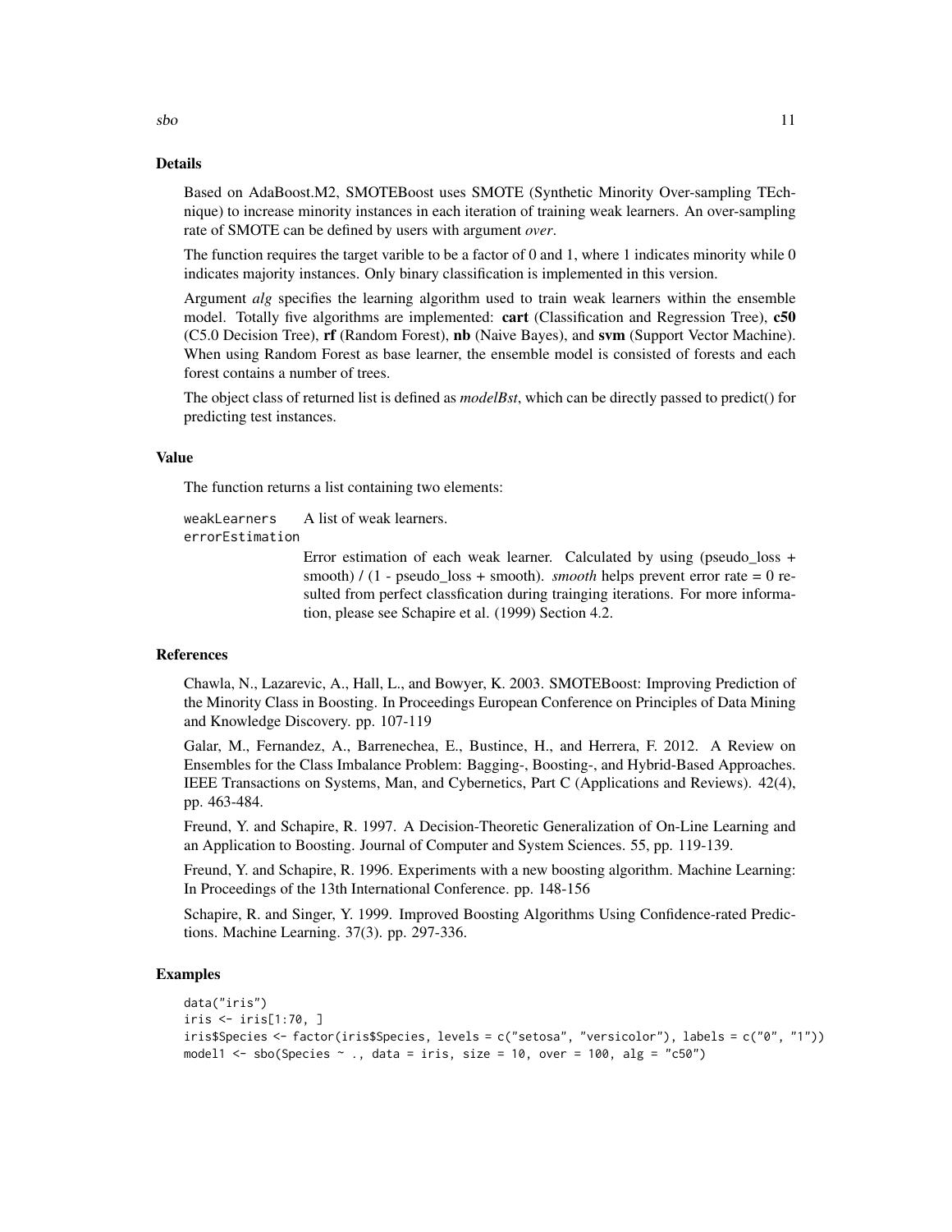### Details

Based on AdaBoost.M2, SMOTEBoost uses SMOTE (Synthetic Minority Over-sampling TEchnique) to increase minority instances in each iteration of training weak learners. An over-sampling rate of SMOTE can be defined by users with argument *over*.

The function requires the target varible to be a factor of 0 and 1, where 1 indicates minority while 0 indicates majority instances. Only binary classification is implemented in this version.

Argument *alg* specifies the learning algorithm used to train weak learners within the ensemble model. Totally five algorithms are implemented: **cart** (Classification and Regression Tree), **c50** (C5.0 Decision Tree), **rf** (Random Forest), **nb** (Naive Bayes), and **svm** (Support Vector Machine). When using Random Forest as base learner, the ensemble model is consisted of forests and each forest contains a number of trees.

The object class of returned list is defined as *modelBst*, which can be directly passed to predict() for predicting test instances.

### Value

The function returns a list containing two elements:

`weakLearners` A list of weak learners.

`errorEstimation` Error estimation of each weak learner. Calculated by using (pseudo_loss + smooth) / (1 - pseudo_loss + smooth). *smooth* helps prevent error rate = 0 resulted from perfect classfication during trainging iterations. For more information, please see Schapire et al. (1999) Section 4.2.

### References

Chawla, N., Lazarevic, A., Hall, L., and Bowyer, K. 2003. SMOTEBoost: Improving Prediction of the Minority Class in Boosting. In Proceedings European Conference on Principles of Data Mining and Knowledge Discovery. pp. 107-119

Galar, M., Fernandez, A., Barrenechea, E., Bustince, H., and Herrera, F. 2012. A Review on Ensembles for the Class Imbalance Problem: Bagging-, Boosting-, and Hybrid-Based Approaches. IEEE Transactions on Systems, Man, and Cybernetics, Part C (Applications and Reviews). 42(4), pp. 463-484.

Freund, Y. and Schapire, R. 1997. A Decision-Theoretic Generalization of On-Line Learning and an Application to Boosting. Journal of Computer and System Sciences. 55, pp. 119-139.

Freund, Y. and Schapire, R. 1996. Experiments with a new boosting algorithm. Machine Learning: In Proceedings of the 13th International Conference. pp. 148-156

Schapire, R. and Singer, Y. 1999. Improved Boosting Algorithms Using Confidence-rated Predictions. Machine Learning. 37(3). pp. 297-336.

### Examples

```
data("iris")
iris <- iris[1:70, ]
iris$Species <- factor(iris$Species, levels = c("setosa", "versicolor"), labels = c("0", "1"))
model1 <- sbo(Species ~ ., data = iris, size = 10, over = 100, alg = "c50")
```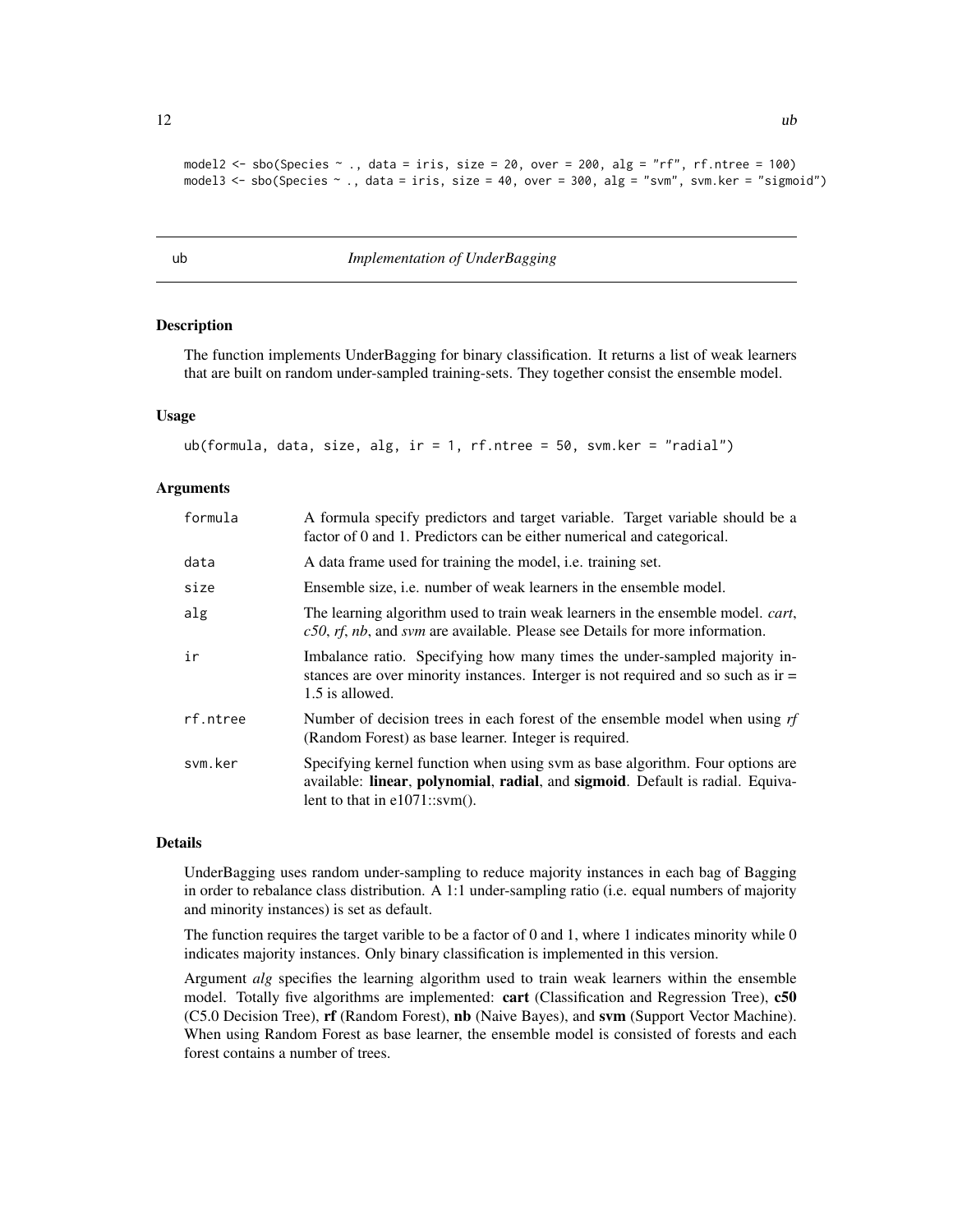```
model2 <- sbo(Species ~ ., data = iris, size = 20, over = 200, alg = "rf", rf.ntree = 100)
model3 <- sbo(Species ~ ., data = iris, size = 40, over = 300, alg = "svm", svm.ker = "sigmoid")
```

## ub — *Implementation of UnderBagging*

### Description

The function implements UnderBagging for binary classification. It returns a list of weak learners that are built on random under-sampled training-sets. They together consist the ensemble model.

### Usage

```
ub(formula, data, size, alg, ir = 1, rf.ntree = 50, svm.ker = "radial")
```

### Arguments

| | |
|---|---|
| formula | A formula specify predictors and target variable. Target variable should be a factor of 0 and 1. Predictors can be either numerical and categorical. |
| data | A data frame used for training the model, i.e. training set. |
| size | Ensemble size, i.e. number of weak learners in the ensemble model. |
| alg | The learning algorithm used to train weak learners in the ensemble model. *cart*, *c50*, *rf*, *nb*, and *svm* are available. Please see Details for more information. |
| ir | Imbalance ratio. Specifying how many times the under-sampled majority instances are over minority instances. Interger is not required and so such as ir = 1.5 is allowed. |
| rf.ntree | Number of decision trees in each forest of the ensemble model when using *rf* (Random Forest) as base learner. Integer is required. |
| svm.ker | Specifying kernel function when using svm as base algorithm. Four options are available: **linear**, **polynomial**, **radial**, and **sigmoid**. Default is radial. Equivalent to that in e1071::svm(). |

### Details

UnderBagging uses random under-sampling to reduce majority instances in each bag of Bagging in order to rebalance class distribution. A 1:1 under-sampling ratio (i.e. equal numbers of majority and minority instances) is set as default.

The function requires the target varible to be a factor of 0 and 1, where 1 indicates minority while 0 indicates majority instances. Only binary classification is implemented in this version.

Argument *alg* specifies the learning algorithm used to train weak learners within the ensemble model. Totally five algorithms are implemented: **cart** (Classification and Regression Tree), **c50** (C5.0 Decision Tree), **rf** (Random Forest), **nb** (Naive Bayes), and **svm** (Support Vector Machine). When using Random Forest as base learner, the ensemble model is consisted of forests and each forest contains a number of trees.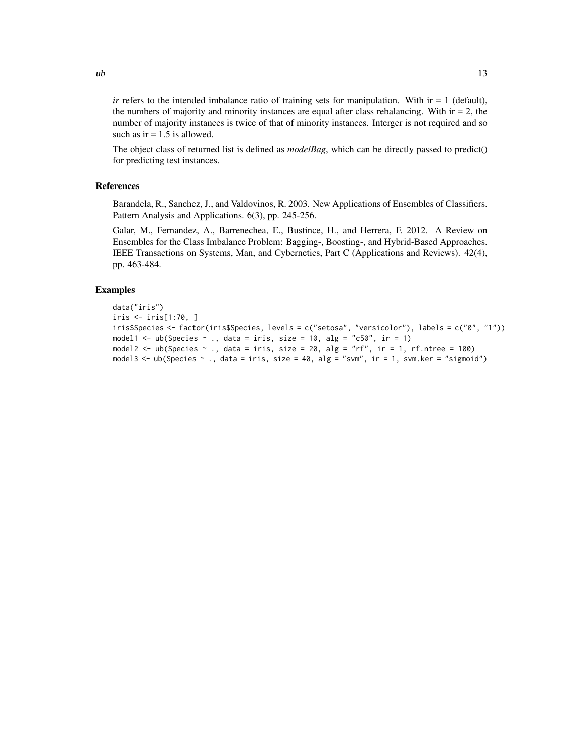*ir* refers to the intended imbalance ratio of training sets for manipulation. With ir = 1 (default), the numbers of majority and minority instances are equal after class rebalancing. With ir = 2, the number of majority instances is twice of that of minority instances. Interger is not required and so such as ir = 1.5 is allowed.

The object class of returned list is defined as *modelBag*, which can be directly passed to predict() for predicting test instances.

## References

Barandela, R., Sanchez, J., and Valdovinos, R. 2003. New Applications of Ensembles of Classifiers. Pattern Analysis and Applications. 6(3), pp. 245-256.

Galar, M., Fernandez, A., Barrenechea, E., Bustince, H., and Herrera, F. 2012. A Review on Ensembles for the Class Imbalance Problem: Bagging-, Boosting-, and Hybrid-Based Approaches. IEEE Transactions on Systems, Man, and Cybernetics, Part C (Applications and Reviews). 42(4), pp. 463-484.

## Examples

```
data("iris")
iris <- iris[1:70, ]
iris$Species <- factor(iris$Species, levels = c("setosa", "versicolor"), labels = c("0", "1"))
model1 <- ub(Species ~ ., data = iris, size = 10, alg = "c50", ir = 1)
model2 <- ub(Species ~ ., data = iris, size = 20, alg = "rf", ir = 1, rf.ntree = 100)
model3 <- ub(Species ~ ., data = iris, size = 40, alg = "svm", ir = 1, svm.ker = "sigmoid")
```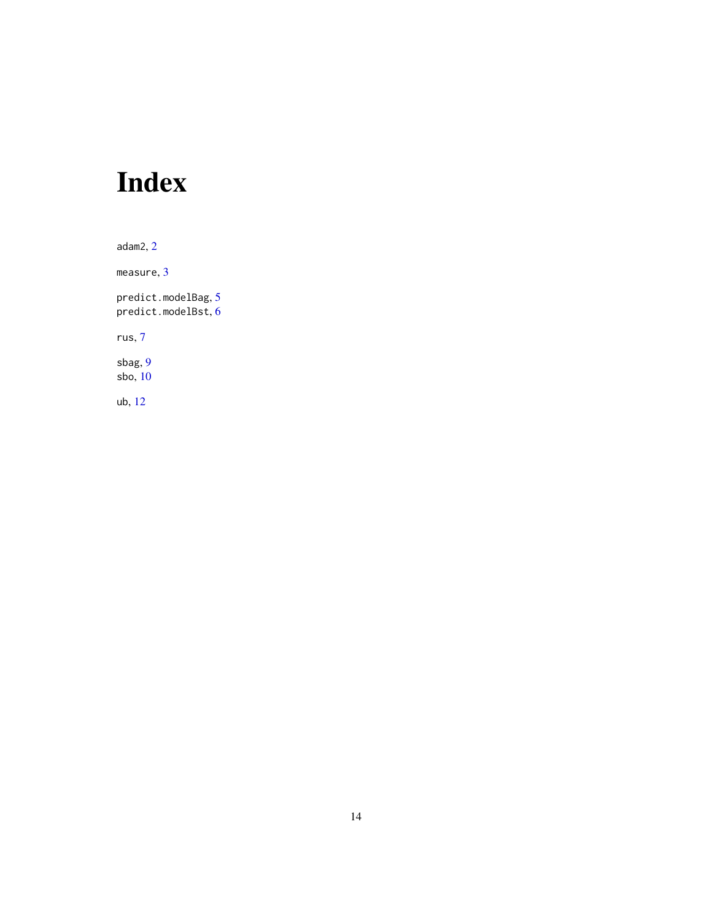# Index

adam2, 2

measure, 3

predict.modelBag, 5
predict.modelBst, 6

rus, 7

sbag, 9
sbo, 10

ub, 12